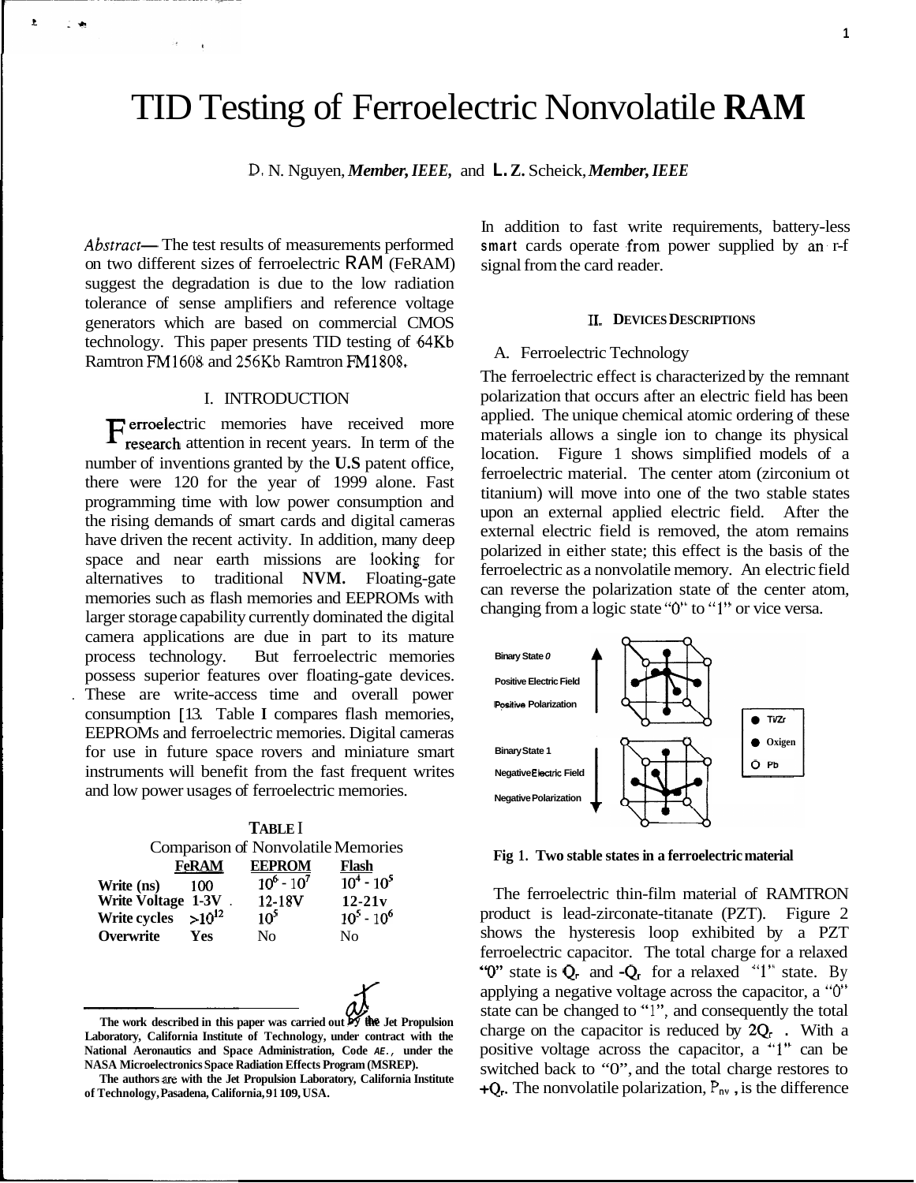# TID Testing of Ferroelectric Nonvolatile RAM

D. N. Nguyen, *Member, IEEE*, and L. Z. Scheick, *Member, IEEE*

*Abstract*— The test results of measurements performed on two different sizes of ferroelectric RAM (FeRAM) suggest the degradation is due to the low radiation tolerance of sense amplifiers and reference voltage generators which are based on commercial CMOS technology. This paper presents TID testing of 64Kb Ramtron FM1608 and 256Kb Ramtron FM1808.

## I. INTRODUCTION

Ferroelectric memories have received more research attention in recent years. In term of the number of inventions granted by the **U.S** patent office, there were 120 for the year of 1999 alone. Fast programming time with low power consumption and the rising demands of smart cards and digital cameras have driven the recent activity. In addition, many deep space and near earth missions are looking for alternatives to traditional **NVM.** Floating-gate memories such as flash memories and EEPROMs with larger storage capability currently dominated the digital camera applications are due in part to its mature process technology. But ferroelectric memories possess superior features over floating-gate devices. These are write-access time and overall power consumption [13. Table **I** compares flash memories, EEPROMs and ferroelectric memories. Digital cameras for use in future space rovers and miniature smart instruments will benefit from the fast frequent writes and low power usages of ferroelectric memories.

**TABLE** I
Comparison of Nonvolatile Memories

| | FeRAM | EEPROM | Flash |
|---|---|---|---|
| **Write (ns)** | 100 | $10^6$ - $10^7$ | $10^4$ - $10^5$ |
| **Write Voltage** | 1-3V | 12-18V | 12-21v |
| **Write cycles** | $>10^{12}$ | $10^5$ | $10^5$ - $10^6$ |
| **Overwrite** | Yes | No | No |

**The work described in this paper was carried out by the Jet Propulsion Laboratory, California Institute of Technology, under contract with the National Aeronautics and Space Administration, Code AE., under the NASA Microelectronics Space Radiation Effects Program (MSREP).**

**The authors are with the Jet Propulsion Laboratory, California Institute of Technology, Pasadena, California, 91109, USA.**

In addition to fast write requirements, battery-less smart cards operate from power supplied by an r-f signal from the card reader.

## II. DEVICES DESCRIPTIONS

### A. Ferroelectric Technology

The ferroelectric effect is characterized by the remnant polarization that occurs after an electric field has been applied. The unique chemical atomic ordering of these materials allows a single ion to change its physical location. Figure 1 shows simplified models of a ferroelectric material. The center atom (zirconium ot titanium) will move into one of the two stable states upon an external applied electric field. After the external electric field is removed, the atom remains polarized in either state; this effect is the basis of the ferroelectric as a nonvolatile memory. An electric field can reverse the polarization state of the center atom, changing from a logic state "0" to "1" or vice versa.

Binary State 0
Positive Electric Field
Positive Polarization

Binary State 1
Negative Electric Field
Negative Polarization

Ti/Zr
Oxigen
Pb

**Fig 1. Two stable states in a ferroelectric material**

The ferroelectric thin-film material of RAMTRON product is lead-zirconate-titanate (PZT). Figure 2 shows the hysteresis loop exhibited by a PZT ferroelectric capacitor. The total charge for a relaxed "0" state is $Q_r$ and $-Q_r$ for a relaxed "1" state. By applying a negative voltage across the capacitor, a "0" state can be changed to "1", and consequently the total charge on the capacitor is reduced by $2Q_r$. With a positive voltage across the capacitor, a "1" can be switched back to "0", and the total charge restores to $+Q_r$. The nonvolatile polarization, $P_{nv}$, is the difference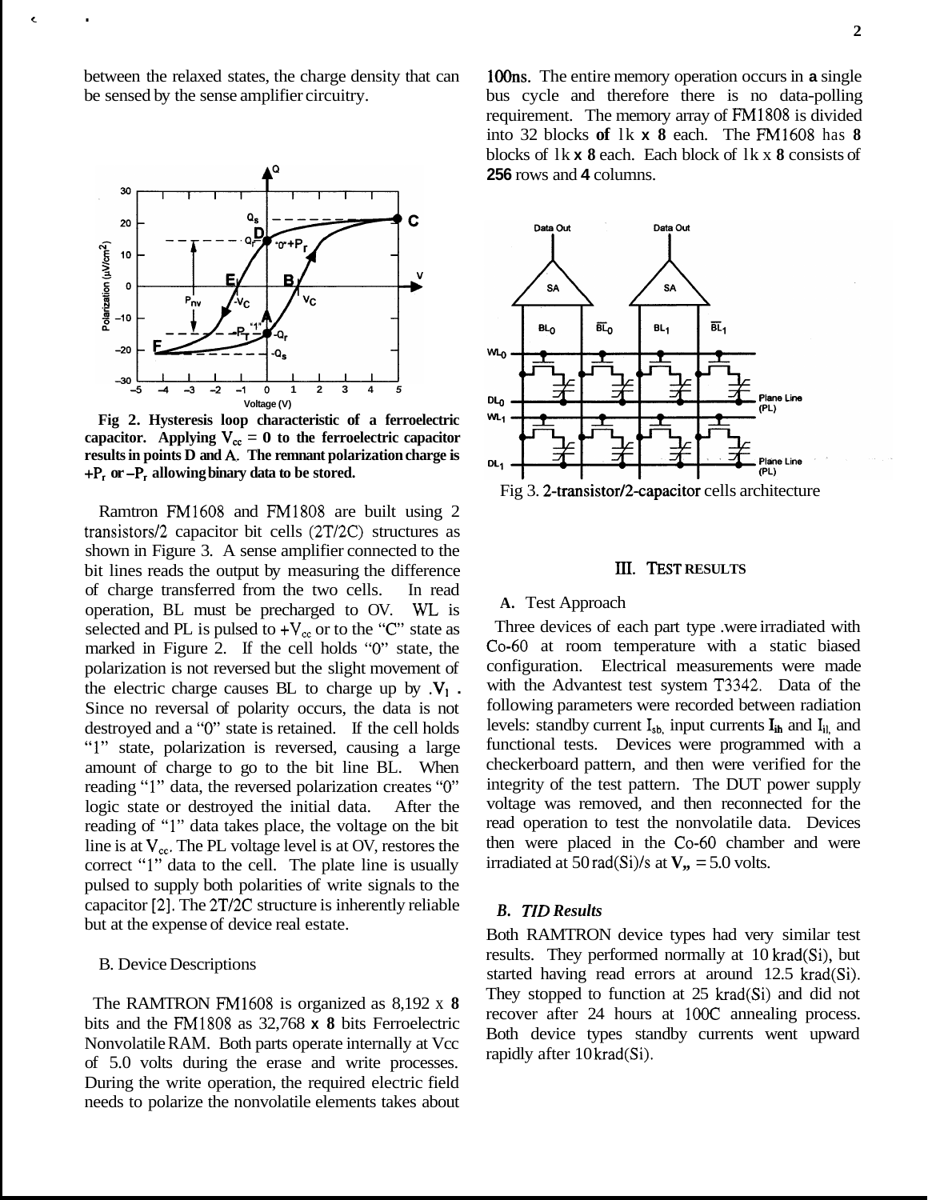between the relaxed states, the charge density that can be sensed by the sense amplifier circuitry.

**Fig 2. Hysteresis loop characteristic of a ferroelectric capacitor. Applying $V_{cc} = 0$ to the ferroelectric capacitor results in points D and A. The remnant polarization charge is $+P_r$ or $-P_r$ allowing binary data to be stored.**

Ramtron FM1608 and FM1808 are built using 2 transistors/2 capacitor bit cells (2T/2C) structures as shown in Figure 3. A sense amplifier connected to the bit lines reads the output by measuring the difference of charge transferred from the two cells. In read operation, BL must be precharged to OV. WL is selected and PL is pulsed to $+V_{cc}$ or to the "C" state as marked in Figure 2. If the cell holds "0" state, the polarization is not reversed but the slight movement of the electric charge causes BL to charge up by $V_1$. Since no reversal of polarity occurs, the data is not destroyed and a "0" state is retained. If the cell holds "1" state, polarization is reversed, causing a large amount of charge to go to the bit line BL. When reading "1" data, the reversed polarization creates "0" logic state or destroyed the initial data. After the reading of "1" data takes place, the voltage on the bit line is at $V_{cc}$. The PL voltage level is at OV, restores the correct "1" data to the cell. The plate line is usually pulsed to supply both polarities of write signals to the capacitor [2]. The 2T/2C structure is inherently reliable but at the expense of device real estate.

B. Device Descriptions

The RAMTRON FM1608 is organized as 8,192 x 8 bits and the FM1808 as 32,768 x 8 bits Ferroelectric Nonvolatile RAM. Both parts operate internally at Vcc of 5.0 volts during the erase and write processes. During the write operation, the required electric field needs to polarize the nonvolatile elements takes about 100ns. The entire memory operation occurs in a single bus cycle and therefore there is no data-polling requirement. The memory array of FM1808 is divided into 32 blocks of 1k x 8 each. The FM1608 has 8 blocks of 1k x 8 each. Each block of 1k x 8 consists of 256 rows and 4 columns.

Fig 3. 2-transistor/2-capacitor cells architecture

## III. TEST RESULTS

A. Test Approach

Three devices of each part type were irradiated with Co-60 at room temperature with a static biased configuration. Electrical measurements were made with the Advantest test system T3342. Data of the following parameters were recorded between radiation levels: standby current $I_{sb}$, input currents $I_{ih}$ and $I_{il}$, and functional tests. Devices were programmed with a checkerboard pattern, and then were verified for the integrity of the test pattern. The DUT power supply voltage was removed, and then reconnected for the read operation to test the nonvolatile data. Devices then were placed in the Co-60 chamber and were irradiated at 50 rad(Si)/s at $V_{cc}$ = 5.0 volts.

***B. TID Results***

Both RAMTRON device types had very similar test results. They performed normally at 10 krad(Si), but started having read errors at around 12.5 krad(Si). They stopped to function at 25 krad(Si) and did not recover after 24 hours at 100C annealing process. Both device types standby currents went upward rapidly after 10 krad(Si).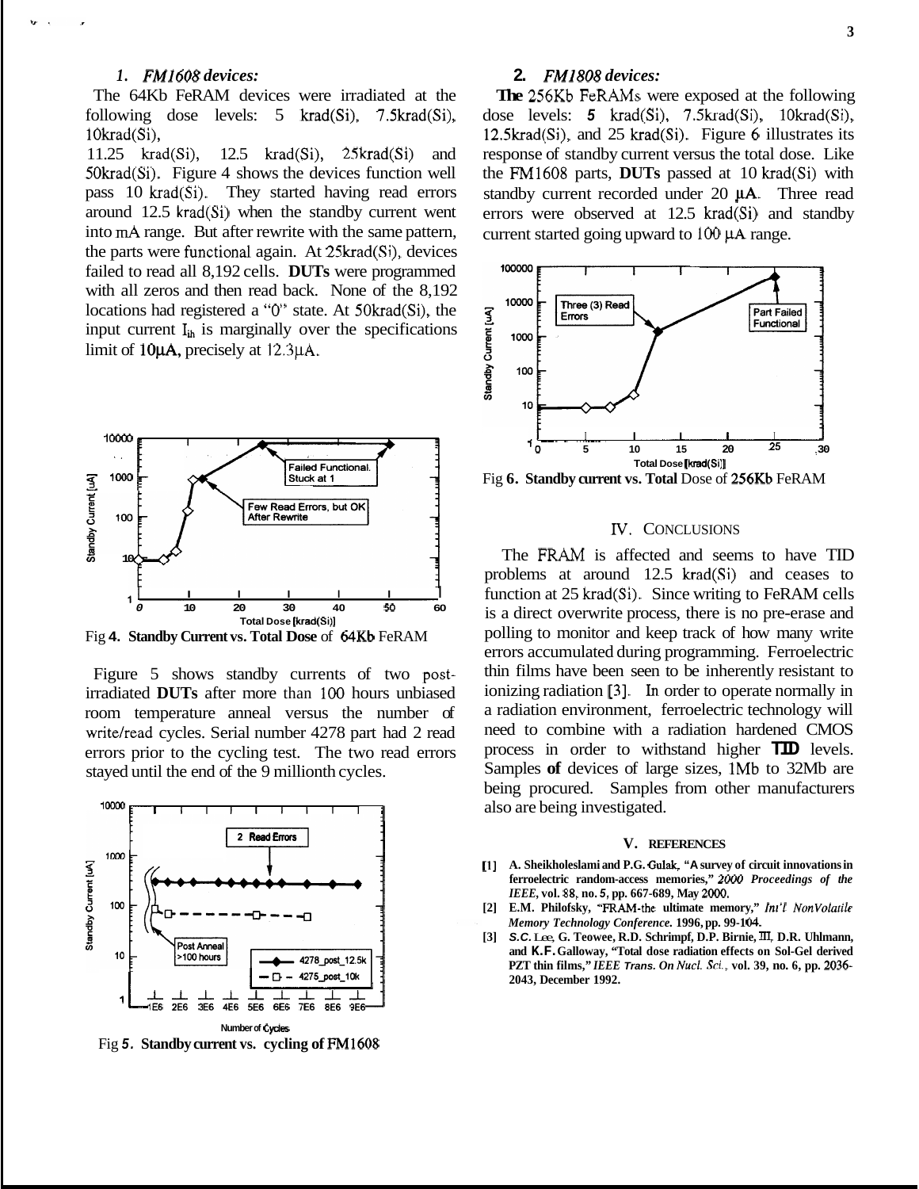### 1. *FM1608 devices:*

The 64Kb FeRAM devices were irradiated at the following dose levels: 5 krad(Si), 7.5krad(Si), 10krad(Si), 11.25 krad(Si), 12.5 krad(Si), 25krad(Si) and 50krad(Si). Figure 4 shows the devices function well pass 10 krad(Si). They started having read errors around 12.5 krad(Si) when the standby current went into mA range. But after rewrite with the same pattern, the parts were functional again. At 25krad(Si), devices failed to read all 8,192 cells. **DUTs** were programmed with all zeros and then read back. None of the 8,192 locations had registered a "0" state. At 50krad(Si), the input current $I_{ih}$ is marginally over the specifications limit of 10μA, precisely at 12.3μA.

10000
1000
100
10
1
0 10 20 30 40 50 60
Standby Current [uA]
Total Dose [krad(Si)]
Failed Functional. Stuck at 1
Few Read Errors, but OK After Rewrite

Fig **4. Standby Current vs. Total Dose** of 64Kb FeRAM

Figure 5 shows standby currents of two post-irradiated **DUTs** after more than 100 hours unbiased room temperature anneal versus the number of write/read cycles. Serial number 4278 part had 2 read errors prior to the cycling test. The two read errors stayed until the end of the 9 millionth cycles.

10000
1000
100
10
1
1E6 2E6 3E6 4E6 5E6 6E6 7E6 8E6 9E6
Standby Current [uA]
Number of Cycles
2 Read Errors
Post Anneal >100 hours
4278_post_12.5k
4275_post_10k

Fig **5. Standby current vs. cycling of FM1608**

### 2. *FM1808 devices:*

**The** 256Kb FeRAMs were exposed at the following dose levels: *5* krad(Si), 7.5krad(Si), 10krad(Si), 12.5krad(Si), and 25 krad(Si). Figure 6 illustrates its response of standby current versus the total dose. Like the FM1608 parts, **DUTs** passed at 10 krad(Si) with standby current recorded under 20 **μA**. Three read errors were observed at 12.5 krad(Si) and standby current started going upward to 100 μA range.

100000
10000
1000
100
10
1
0 5 10 15 20 25 30
Standby Current [uA]
Total Dose [krad(Si)]
Three (3) Read Errors
Part Failed Functional

Fig **6. Standby current vs. Total** Dose of 256Kb FeRAM

## IV. CONCLUSIONS

The FRAM is affected and seems to have TID problems at around 12.5 krad(Si) and ceases to function at 25 krad(Si). Since writing to FeRAM cells is a direct overwrite process, there is no pre-erase and polling to monitor and keep track of how many write errors accumulated during programming. Ferroelectric thin films have been seen to be inherently resistant to ionizing radiation [3]. In order to operate normally in a radiation environment, ferroelectric technology will need to combine with a radiation hardened CMOS process in order to withstand higher **TID** levels. Samples **of** devices of large sizes, 1Mb to 32Mb are being procured. Samples from other manufacturers also are being investigated.

## V. REFERENCES

[1] **A. Sheikholeslami and P.G. Gulak, "A survey of circuit innovations in ferroelectric random-access memories,"** ***2000 Proceedings of the IEEE*****, vol. 88, no. 5, pp. 667-689, May 2000.**

[2] **E.M. Philofsky, "FRAM-the ultimate memory,"** ***Int'l NonVolatile Memory Technology Conference.*** **1996, pp. 99-104.**

[3] ***S.C.*** **Lee, G. Teowee, R.D. Schrimpf, D.P. Birnie, III, D.R. Uhlmann, and K.F. Galloway, "Total dose radiation effects on Sol-Gel derived PZT thin films,"** ***IEEE Trans. On Nucl. Sci.*****, vol. 39, no. 6, pp. 2036-2043, December 1992.**